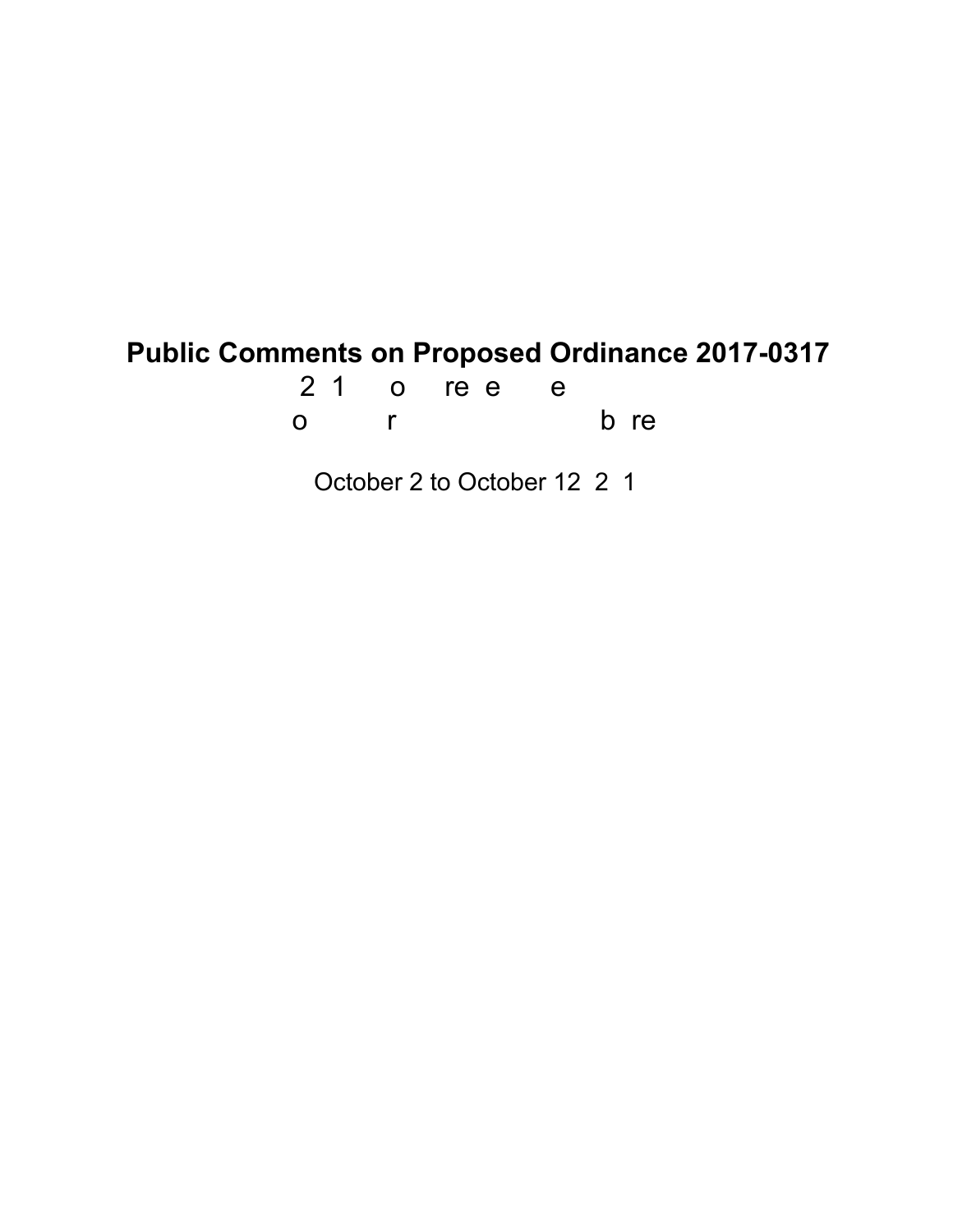# Public Comments on Proposed Ordinance 2017-0317

2 1 o re e e

o r b re

October 2 to October 12 2 1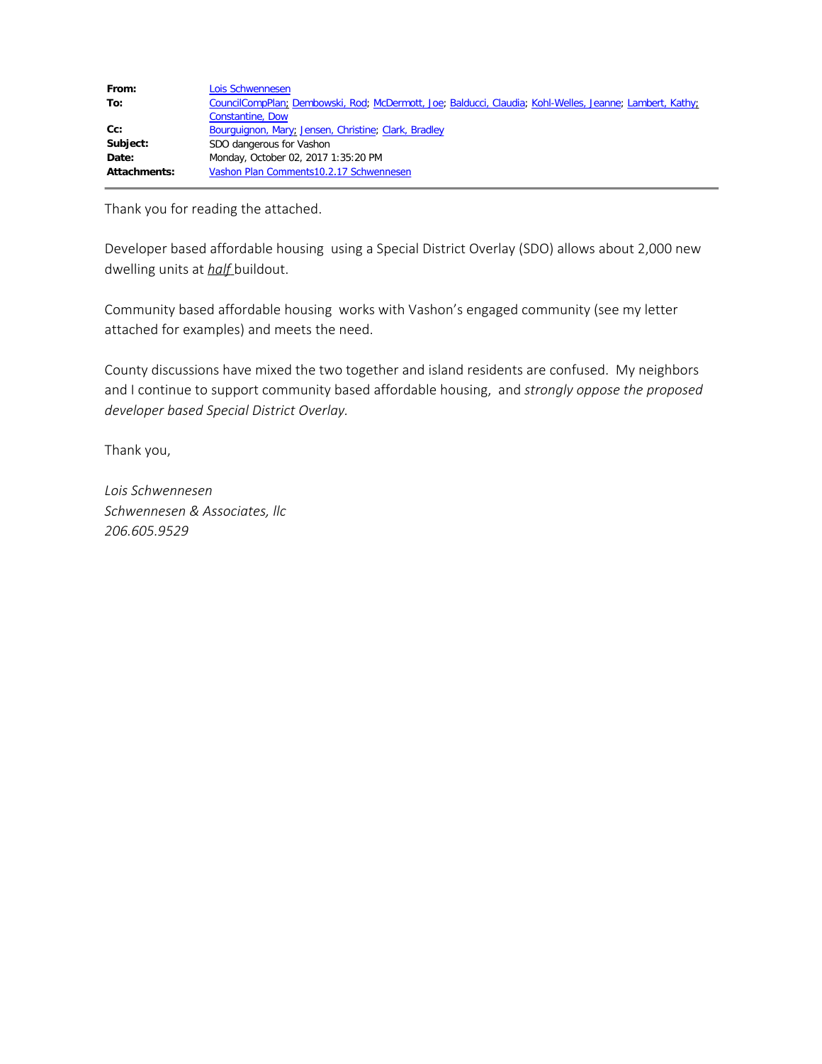| | |
|---|---|
| **From:** | Lois Schwennesen |
| **To:** | CouncilCompPlan; Dembowski, Rod; McDermott, Joe; Balducci, Claudia; Kohl-Welles, Jeanne; Lambert, Kathy; Constantine, Dow |
| **Cc:** | Bourguignon, Mary; Jensen, Christine; Clark, Bradley |
| **Subject:** | SDO dangerous for Vashon |
| **Date:** | Monday, October 02, 2017 1:35:20 PM |
| **Attachments:** | Vashon Plan Comments10.2.17 Schwennesen |

Thank you for reading the attached.

Developer based affordable housing using a Special District Overlay (SDO) allows about 2,000 new dwelling units at *half* buildout.

Community based affordable housing works with Vashon's engaged community (see my letter attached for examples) and meets the need.

County discussions have mixed the two together and island residents are confused. My neighbors and I continue to support community based affordable housing, and *strongly oppose the proposed developer based Special District Overlay.*

Thank you,

*Lois Schwennesen*
*Schwennesen & Associates, llc*
*206.605.9529*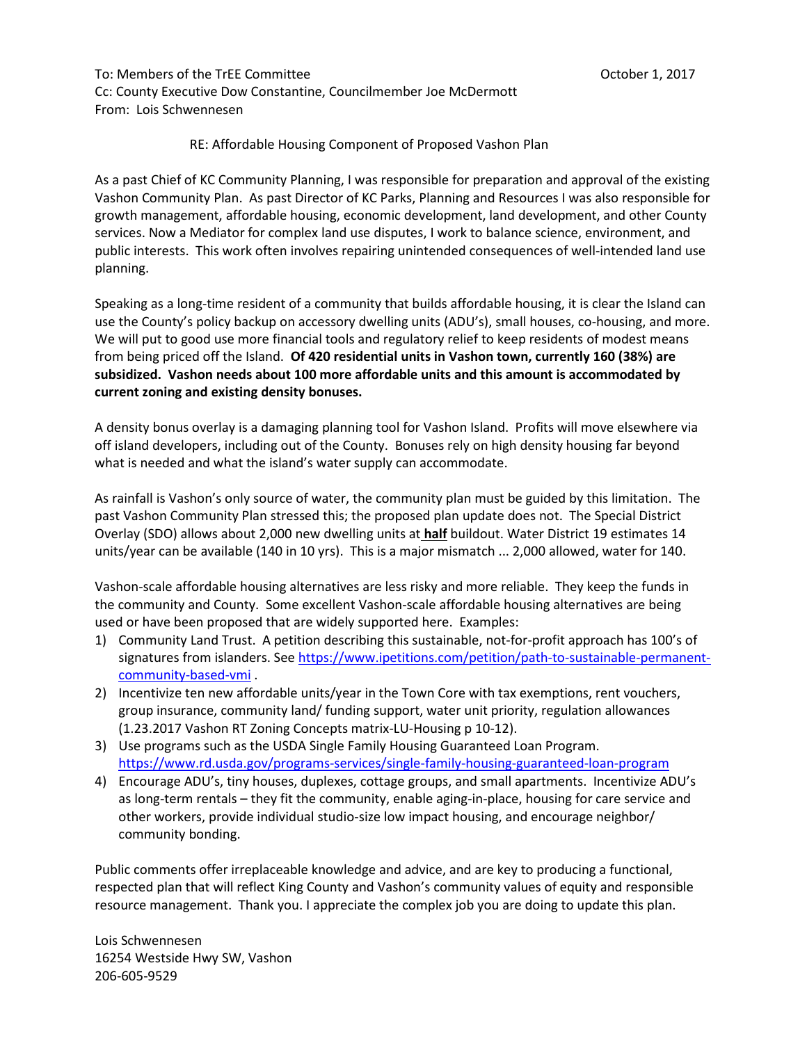To: Members of the TrEE Committee October 1, 2017
Cc: County Executive Dow Constantine, Councilmember Joe McDermott
From: Lois Schwennesen

RE: Affordable Housing Component of Proposed Vashon Plan

As a past Chief of KC Community Planning, I was responsible for preparation and approval of the existing Vashon Community Plan. As past Director of KC Parks, Planning and Resources I was also responsible for growth management, affordable housing, economic development, land development, and other County services. Now a Mediator for complex land use disputes, I work to balance science, environment, and public interests. This work often involves repairing unintended consequences of well-intended land use planning.

Speaking as a long-time resident of a community that builds affordable housing, it is clear the Island can use the County's policy backup on accessory dwelling units (ADU's), small houses, co-housing, and more. We will put to good use more financial tools and regulatory relief to keep residents of modest means from being priced off the Island. **Of 420 residential units in Vashon town, currently 160 (38%) are subsidized. Vashon needs about 100 more affordable units and this amount is accommodated by current zoning and existing density bonuses.**

A density bonus overlay is a damaging planning tool for Vashon Island. Profits will move elsewhere via off island developers, including out of the County. Bonuses rely on high density housing far beyond what is needed and what the island's water supply can accommodate.

As rainfall is Vashon's only source of water, the community plan must be guided by this limitation. The past Vashon Community Plan stressed this; the proposed plan update does not. The Special District Overlay (SDO) allows about 2,000 new dwelling units at **half** buildout. Water District 19 estimates 14 units/year can be available (140 in 10 yrs). This is a major mismatch ... 2,000 allowed, water for 140.

Vashon-scale affordable housing alternatives are less risky and more reliable. They keep the funds in the community and County. Some excellent Vashon-scale affordable housing alternatives are being used or have been proposed that are widely supported here. Examples:

1) Community Land Trust. A petition describing this sustainable, not-for-profit approach has 100's of signatures from islanders. See https://www.ipetitions.com/petition/path-to-sustainable-permanent-community-based-vmi .
2) Incentivize ten new affordable units/year in the Town Core with tax exemptions, rent vouchers, group insurance, community land/ funding support, water unit priority, regulation allowances (1.23.2017 Vashon RT Zoning Concepts matrix-LU-Housing p 10-12).
3) Use programs such as the USDA Single Family Housing Guaranteed Loan Program. https://www.rd.usda.gov/programs-services/single-family-housing-guaranteed-loan-program
4) Encourage ADU's, tiny houses, duplexes, cottage groups, and small apartments. Incentivize ADU's as long-term rentals – they fit the community, enable aging-in-place, housing for care service and other workers, provide individual studio-size low impact housing, and encourage neighbor/ community bonding.

Public comments offer irreplaceable knowledge and advice, and are key to producing a functional, respected plan that will reflect King County and Vashon's community values of equity and responsible resource management. Thank you. I appreciate the complex job you are doing to update this plan.

Lois Schwennesen
16254 Westside Hwy SW, Vashon
206-605-9529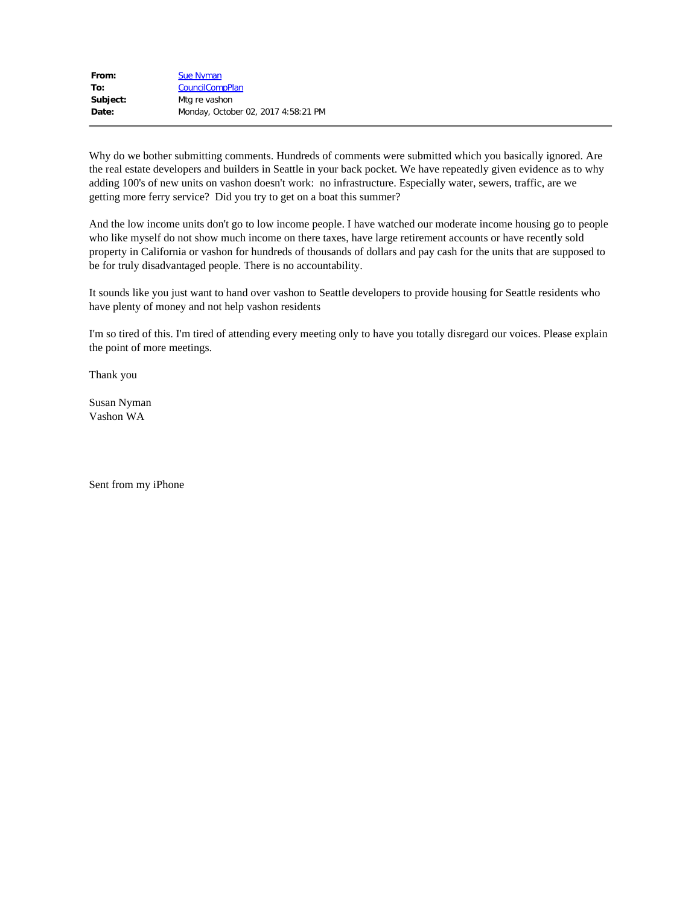**From:** Sue Nyman
**To:** CouncilCompPlan
**Subject:** Mtg re vashon
**Date:** Monday, October 02, 2017 4:58:21 PM

---

Why do we bother submitting comments. Hundreds of comments were submitted which you basically ignored. Are the real estate developers and builders in Seattle in your back pocket. We have repeatedly given evidence as to why adding 100's of new units on vashon doesn't work: no infrastructure. Especially water, sewers, traffic, are we getting more ferry service? Did you try to get on a boat this summer?

And the low income units don't go to low income people. I have watched our moderate income housing go to people who like myself do not show much income on there taxes, have large retirement accounts or have recently sold property in California or vashon for hundreds of thousands of dollars and pay cash for the units that are supposed to be for truly disadvantaged people. There is no accountability.

It sounds like you just want to hand over vashon to Seattle developers to provide housing for Seattle residents who have plenty of money and not help vashon residents

I'm so tired of this. I'm tired of attending every meeting only to have you totally disregard our voices. Please explain the point of more meetings.

Thank you

Susan Nyman
Vashon WA

Sent from my iPhone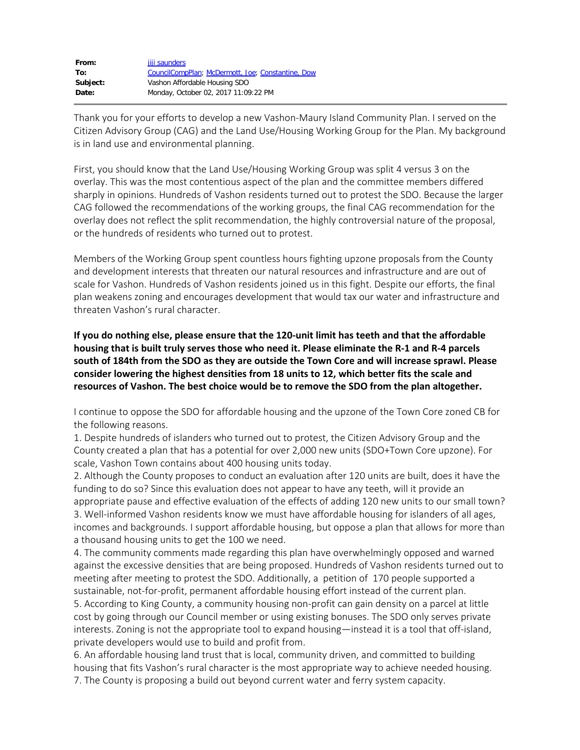**From:** jiji saunders
**To:** CouncilCompPlan; McDermott, Joe; Constantine, Dow
**Subject:** Vashon Affordable Housing SDO
**Date:** Monday, October 02, 2017 11:09:22 PM

Thank you for your efforts to develop a new Vashon-Maury Island Community Plan. I served on the Citizen Advisory Group (CAG) and the Land Use/Housing Working Group for the Plan. My background is in land use and environmental planning.

First, you should know that the Land Use/Housing Working Group was split 4 versus 3 on the overlay. This was the most contentious aspect of the plan and the committee members differed sharply in opinions. Hundreds of Vashon residents turned out to protest the SDO. Because the larger CAG followed the recommendations of the working groups, the final CAG recommendation for the overlay does not reflect the split recommendation, the highly controversial nature of the proposal, or the hundreds of residents who turned out to protest.

Members of the Working Group spent countless hours fighting upzone proposals from the County and development interests that threaten our natural resources and infrastructure and are out of scale for Vashon. Hundreds of Vashon residents joined us in this fight. Despite our efforts, the final plan weakens zoning and encourages development that would tax our water and infrastructure and threaten Vashon's rural character.

**If you do nothing else, please ensure that the 120-unit limit has teeth and that the affordable housing that is built truly serves those who need it. Please eliminate the R-1 and R-4 parcels south of 184th from the SDO as they are outside the Town Core and will increase sprawl. Please consider lowering the highest densities from 18 units to 12, which better fits the scale and resources of Vashon. The best choice would be to remove the SDO from the plan altogether.**

I continue to oppose the SDO for affordable housing and the upzone of the Town Core zoned CB for the following reasons.

1. Despite hundreds of islanders who turned out to protest, the Citizen Advisory Group and the County created a plan that has a potential for over 2,000 new units (SDO+Town Core upzone). For scale, Vashon Town contains about 400 housing units today.
2. Although the County proposes to conduct an evaluation after 120 units are built, does it have the funding to do so? Since this evaluation does not appear to have any teeth, will it provide an appropriate pause and effective evaluation of the effects of adding 120 new units to our small town?
3. Well-informed Vashon residents know we must have affordable housing for islanders of all ages, incomes and backgrounds. I support affordable housing, but oppose a plan that allows for more than a thousand housing units to get the 100 we need.
4. The community comments made regarding this plan have overwhelmingly opposed and warned against the excessive densities that are being proposed. Hundreds of Vashon residents turned out to meeting after meeting to protest the SDO. Additionally, a petition of 170 people supported a sustainable, not-for-profit, permanent affordable housing effort instead of the current plan.
5. According to King County, a community housing non-profit can gain density on a parcel at little cost by going through our Council member or using existing bonuses. The SDO only serves private interests. Zoning is not the appropriate tool to expand housing—instead it is a tool that off-island, private developers would use to build and profit from.
6. An affordable housing land trust that is local, community driven, and committed to building housing that fits Vashon's rural character is the most appropriate way to achieve needed housing.
7. The County is proposing a build out beyond current water and ferry system capacity.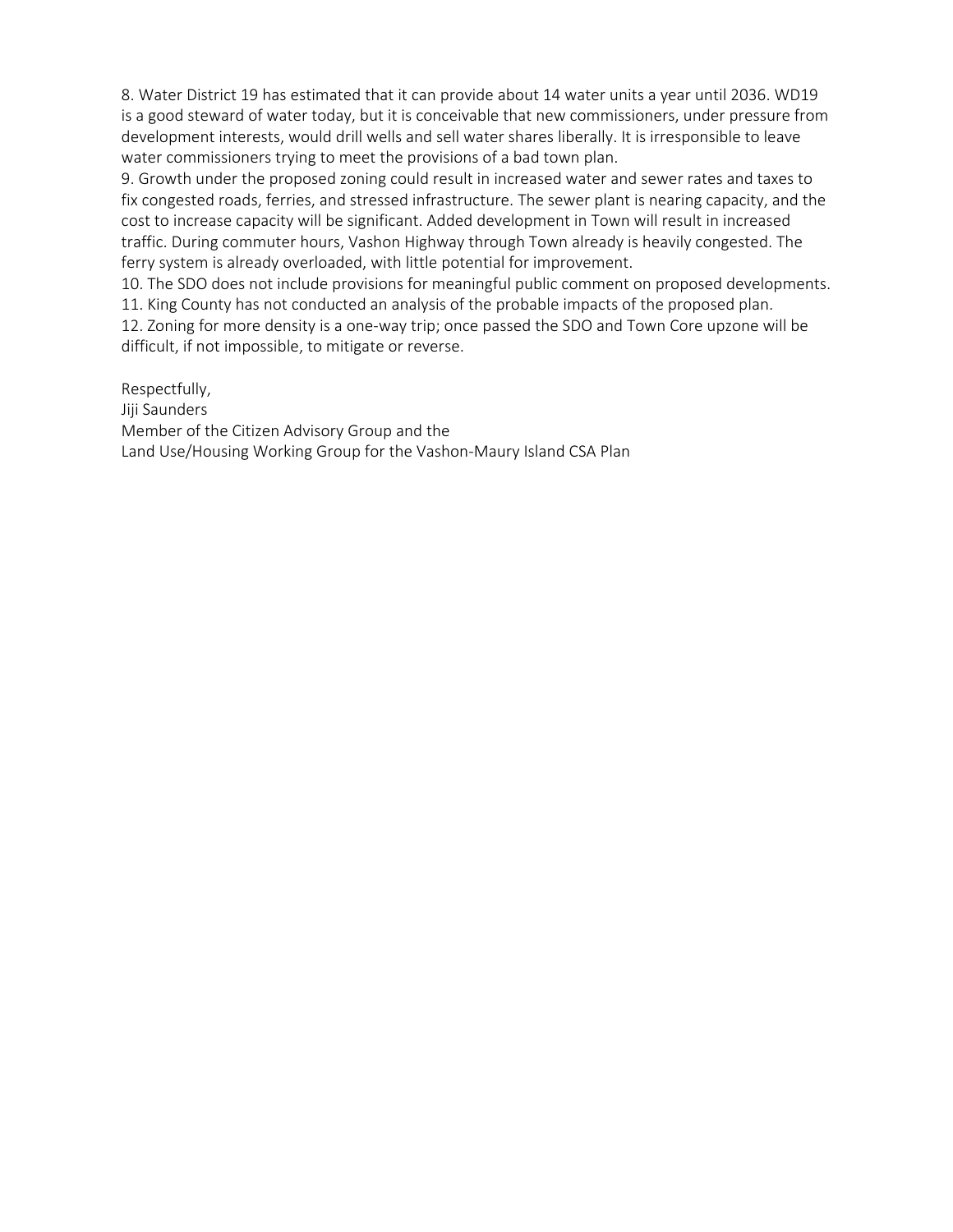8. Water District 19 has estimated that it can provide about 14 water units a year until 2036. WD19 is a good steward of water today, but it is conceivable that new commissioners, under pressure from development interests, would drill wells and sell water shares liberally. It is irresponsible to leave water commissioners trying to meet the provisions of a bad town plan.

9. Growth under the proposed zoning could result in increased water and sewer rates and taxes to fix congested roads, ferries, and stressed infrastructure. The sewer plant is nearing capacity, and the cost to increase capacity will be significant. Added development in Town will result in increased traffic. During commuter hours, Vashon Highway through Town already is heavily congested. The ferry system is already overloaded, with little potential for improvement.

10. The SDO does not include provisions for meaningful public comment on proposed developments.

11. King County has not conducted an analysis of the probable impacts of the proposed plan.

12. Zoning for more density is a one-way trip; once passed the SDO and Town Core upzone will be difficult, if not impossible, to mitigate or reverse.

Respectfully,
Jiji Saunders
Member of the Citizen Advisory Group and the
Land Use/Housing Working Group for the Vashon-Maury Island CSA Plan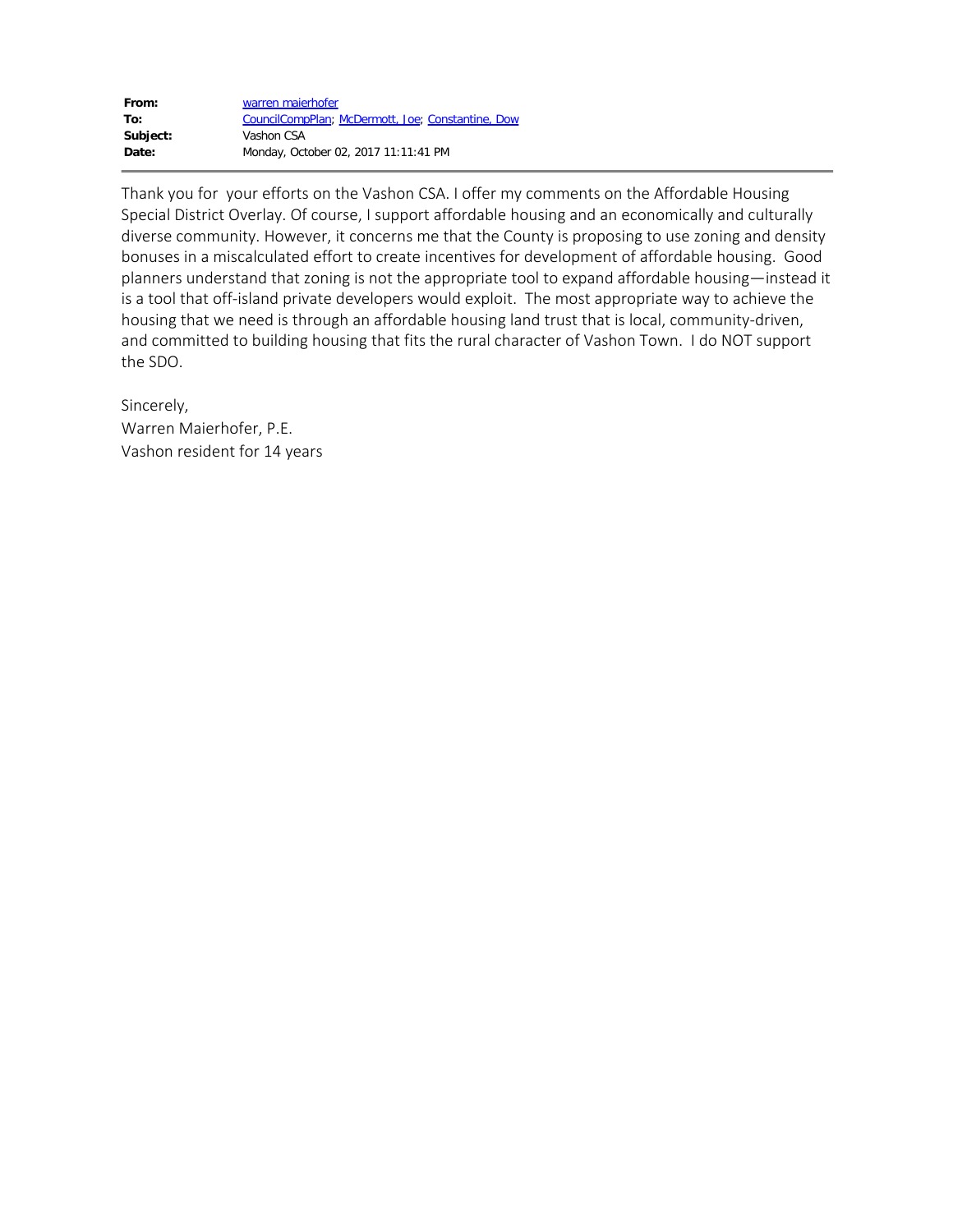**From:** warren maierhofer
**To:** CouncilCompPlan; McDermott, Joe; Constantine, Dow
**Subject:** Vashon CSA
**Date:** Monday, October 02, 2017 11:11:41 PM

---

Thank you for your efforts on the Vashon CSA. I offer my comments on the Affordable Housing Special District Overlay. Of course, I support affordable housing and an economically and culturally diverse community. However, it concerns me that the County is proposing to use zoning and density bonuses in a miscalculated effort to create incentives for development of affordable housing. Good planners understand that zoning is not the appropriate tool to expand affordable housing—instead it is a tool that off-island private developers would exploit. The most appropriate way to achieve the housing that we need is through an affordable housing land trust that is local, community-driven, and committed to building housing that fits the rural character of Vashon Town. I do NOT support the SDO.

Sincerely,
Warren Maierhofer, P.E.
Vashon resident for 14 years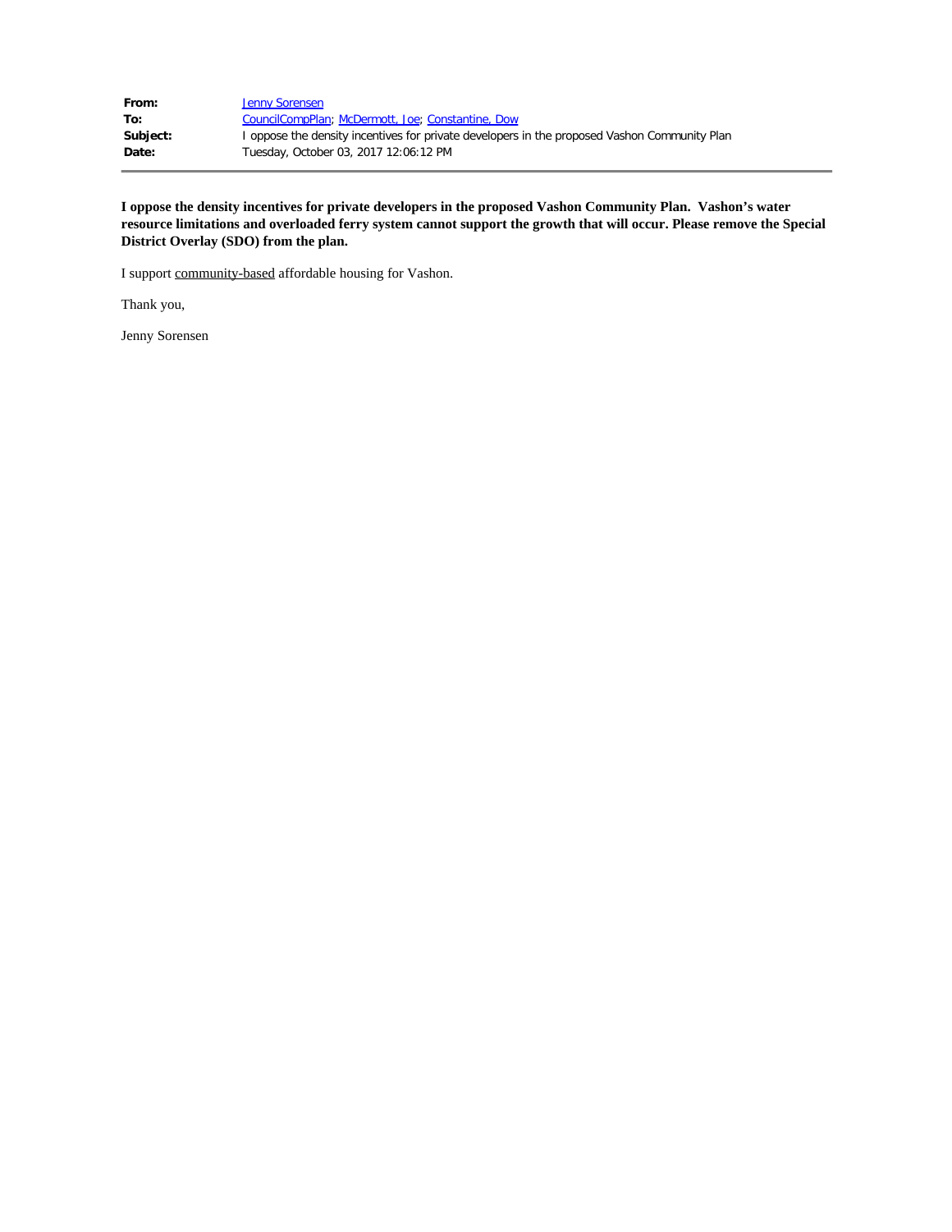**From:** Jenny Sorensen
**To:** CouncilCompPlan; McDermott, Joe; Constantine, Dow
**Subject:** I oppose the density incentives for private developers in the proposed Vashon Community Plan
**Date:** Tuesday, October 03, 2017 12:06:12 PM

---

**I oppose the density incentives for private developers in the proposed Vashon Community Plan. Vashon's water resource limitations and overloaded ferry system cannot support the growth that will occur. Please remove the Special District Overlay (SDO) from the plan.**

I support community-based affordable housing for Vashon.

Thank you,

Jenny Sorensen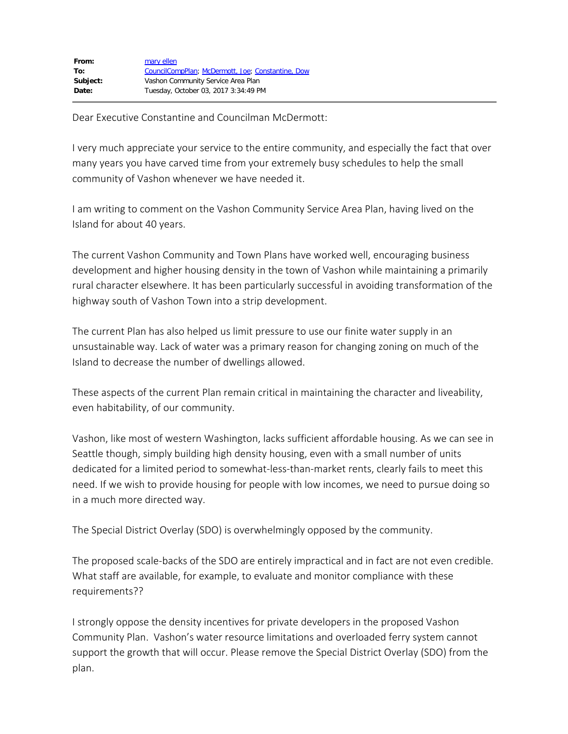| | |
|---|---|
| **From:** | mary ellen |
| **To:** | CouncilCompPlan; McDermott, Joe; Constantine, Dow |
| **Subject:** | Vashon Community Service Area Plan |
| **Date:** | Tuesday, October 03, 2017 3:34:49 PM |

Dear Executive Constantine and Councilman McDermott:

I very much appreciate your service to the entire community, and especially the fact that over many years you have carved time from your extremely busy schedules to help the small community of Vashon whenever we have needed it.

I am writing to comment on the Vashon Community Service Area Plan, having lived on the Island for about 40 years.

The current Vashon Community and Town Plans have worked well, encouraging business development and higher housing density in the town of Vashon while maintaining a primarily rural character elsewhere. It has been particularly successful in avoiding transformation of the highway south of Vashon Town into a strip development.

The current Plan has also helped us limit pressure to use our finite water supply in an unsustainable way. Lack of water was a primary reason for changing zoning on much of the Island to decrease the number of dwellings allowed.

These aspects of the current Plan remain critical in maintaining the character and liveability, even habitability, of our community.

Vashon, like most of western Washington, lacks sufficient affordable housing. As we can see in Seattle though, simply building high density housing, even with a small number of units dedicated for a limited period to somewhat-less-than-market rents, clearly fails to meet this need. If we wish to provide housing for people with low incomes, we need to pursue doing so in a much more directed way.

The Special District Overlay (SDO) is overwhelmingly opposed by the community.

The proposed scale-backs of the SDO are entirely impractical and in fact are not even credible. What staff are available, for example, to evaluate and monitor compliance with these requirements??

I strongly oppose the density incentives for private developers in the proposed Vashon Community Plan. Vashon's water resource limitations and overloaded ferry system cannot support the growth that will occur. Please remove the Special District Overlay (SDO) from the plan.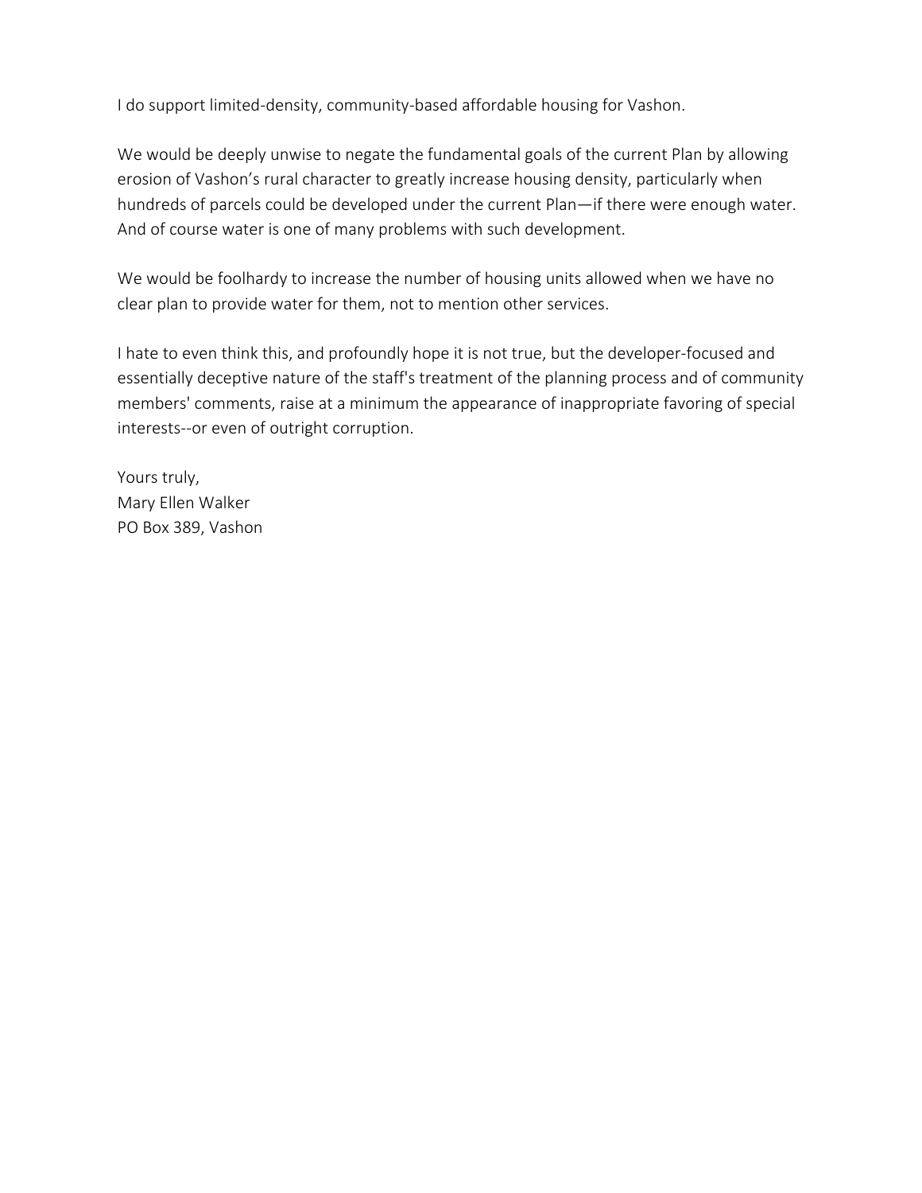I do support limited-density, community-based affordable housing for Vashon.

We would be deeply unwise to negate the fundamental goals of the current Plan by allowing erosion of Vashon's rural character to greatly increase housing density, particularly when hundreds of parcels could be developed under the current Plan—if there were enough water. And of course water is one of many problems with such development.

We would be foolhardy to increase the number of housing units allowed when we have no clear plan to provide water for them, not to mention other services.

I hate to even think this, and profoundly hope it is not true, but the developer-focused and essentially deceptive nature of the staff's treatment of the planning process and of community members' comments, raise at a minimum the appearance of inappropriate favoring of special interests--or even of outright corruption.

Yours truly,  
Mary Ellen Walker  
PO Box 389, Vashon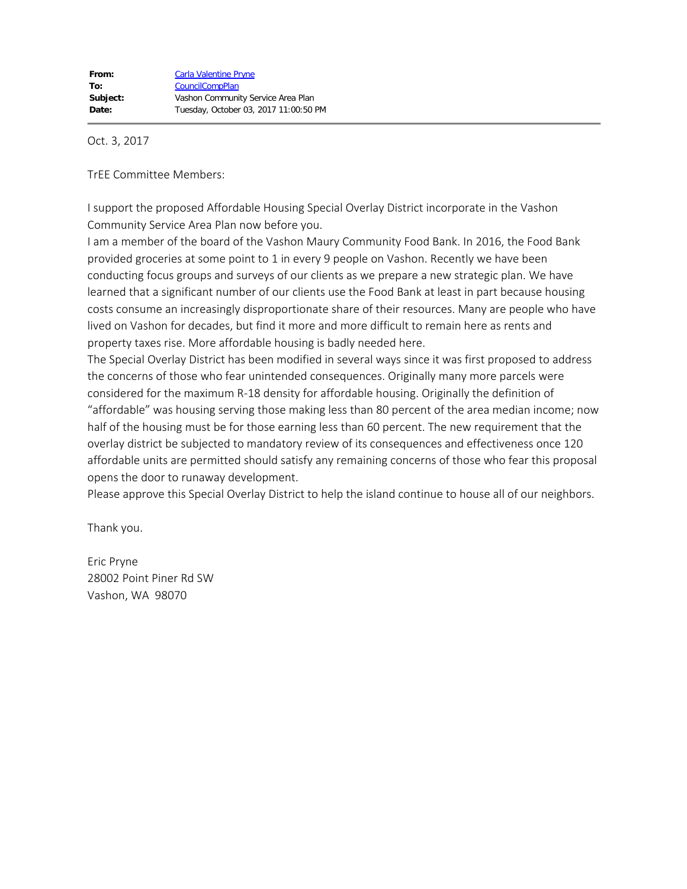**From:** Carla Valentine Pryne
**To:** CouncilCompPlan
**Subject:** Vashon Community Service Area Plan
**Date:** Tuesday, October 03, 2017 11:00:50 PM

---

Oct. 3, 2017

TrEE Committee Members:

I support the proposed Affordable Housing Special Overlay District incorporate in the Vashon Community Service Area Plan now before you.
I am a member of the board of the Vashon Maury Community Food Bank. In 2016, the Food Bank provided groceries at some point to 1 in every 9 people on Vashon. Recently we have been conducting focus groups and surveys of our clients as we prepare a new strategic plan. We have learned that a significant number of our clients use the Food Bank at least in part because housing costs consume an increasingly disproportionate share of their resources. Many are people who have lived on Vashon for decades, but find it more and more difficult to remain here as rents and property taxes rise. More affordable housing is badly needed here.
The Special Overlay District has been modified in several ways since it was first proposed to address the concerns of those who fear unintended consequences. Originally many more parcels were considered for the maximum R-18 density for affordable housing. Originally the definition of "affordable" was housing serving those making less than 80 percent of the area median income; now half of the housing must be for those earning less than 60 percent. The new requirement that the overlay district be subjected to mandatory review of its consequences and effectiveness once 120 affordable units are permitted should satisfy any remaining concerns of those who fear this proposal opens the door to runaway development.
Please approve this Special Overlay District to help the island continue to house all of our neighbors.

Thank you.

Eric Pryne
28002 Point Piner Rd SW
Vashon, WA 98070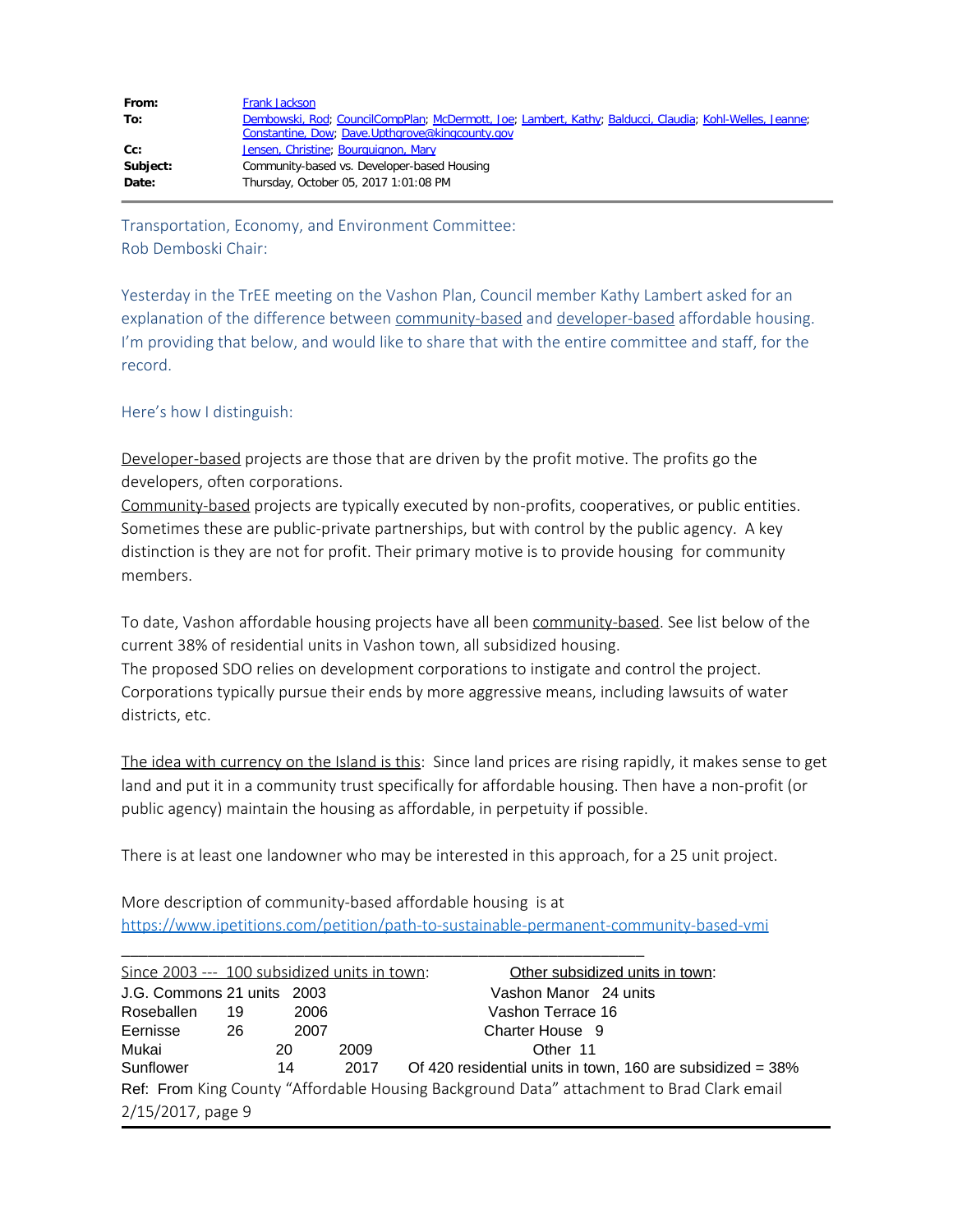| | |
|---|---|
| **From:** | Frank Jackson |
| **To:** | Dembowski, Rod; CouncilCompPlan; McDermott, Joe; Lambert, Kathy; Balducci, Claudia; Kohl-Welles, Jeanne; Constantine, Dow; Dave.Upthgrove@kingcounty.gov |
| **Cc:** | Jensen, Christine; Bourguignon, Mary |
| **Subject:** | Community-based vs. Developer-based Housing |
| **Date:** | Thursday, October 05, 2017 1:01:08 PM |

---

Transportation, Economy, and Environment Committee:
Rob Demboski Chair:

Yesterday in the TrEE meeting on the Vashon Plan, Council member Kathy Lambert asked for an explanation of the difference between community-based and developer-based affordable housing. I'm providing that below, and would like to share that with the entire committee and staff, for the record.

Here's how I distinguish:

Developer-based projects are those that are driven by the profit motive. The profits go the developers, often corporations.
Community-based projects are typically executed by non-profits, cooperatives, or public entities. Sometimes these are public-private partnerships, but with control by the public agency. A key distinction is they are not for profit. Their primary motive is to provide housing for community members.

To date, Vashon affordable housing projects have all been community-based. See list below of the current 38% of residential units in Vashon town, all subsidized housing.
The proposed SDO relies on development corporations to instigate and control the project. Corporations typically pursue their ends by more aggressive means, including lawsuits of water districts, etc.

The idea with currency on the Island is this: Since land prices are rising rapidly, it makes sense to get land and put it in a community trust specifically for affordable housing. Then have a non-profit (or public agency) maintain the housing as affordable, in perpetuity if possible.

There is at least one landowner who may be interested in this approach, for a 25 unit project.

More description of community-based affordable housing is at https://www.ipetitions.com/petition/path-to-sustainable-permanent-community-based-vmi

---

| Since 2003 --- 100 subsidized units in town: | | | Other subsidized units in town: | |
|---|---|---|---|---|
| J.G. Commons | 21 units | 2003 | Vashon Manor | 24 units |
| Roseballen | 19 | 2006 | Vashon Terrace | 16 |
| Eernisse | 26 | 2007 | Charter House | 9 |
| Mukai | 20 | 2009 | Other | 11 |
| Sunflower | 14 | 2017 | Of 420 residential units in town, 160 are subsidized = 38% | |

Ref: From King County "Affordable Housing Background Data" attachment to Brad Clark email 2/15/2017, page 9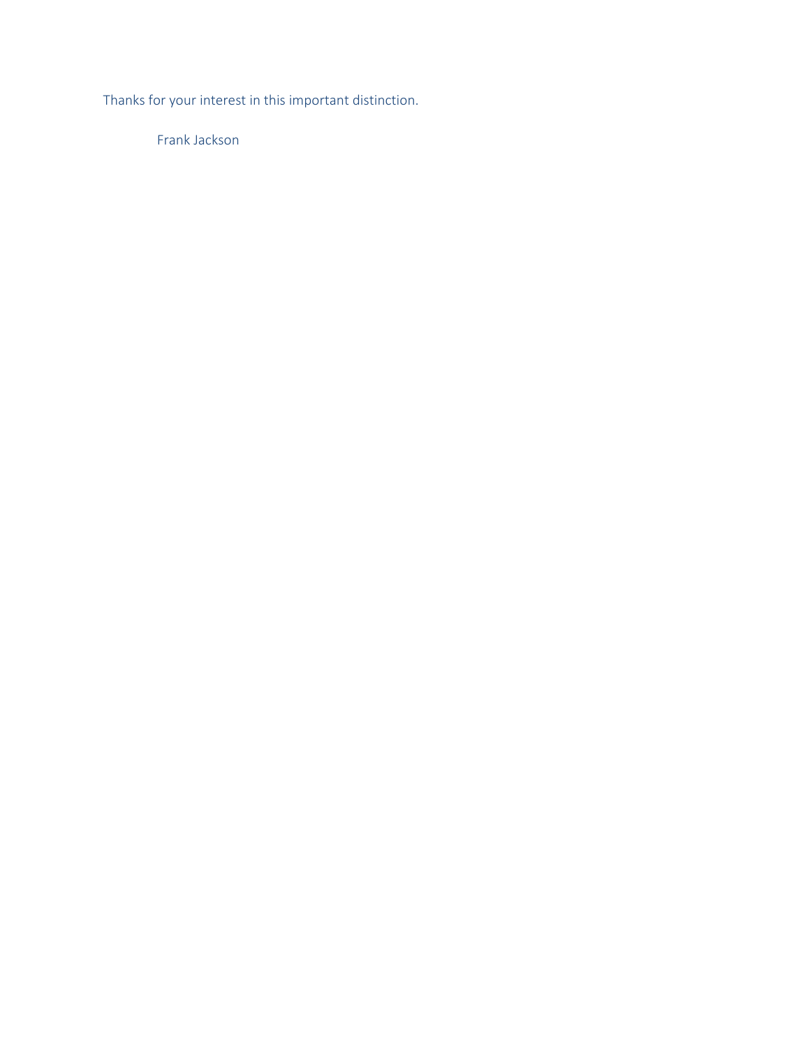Thanks for your interest in this important distinction.

Frank Jackson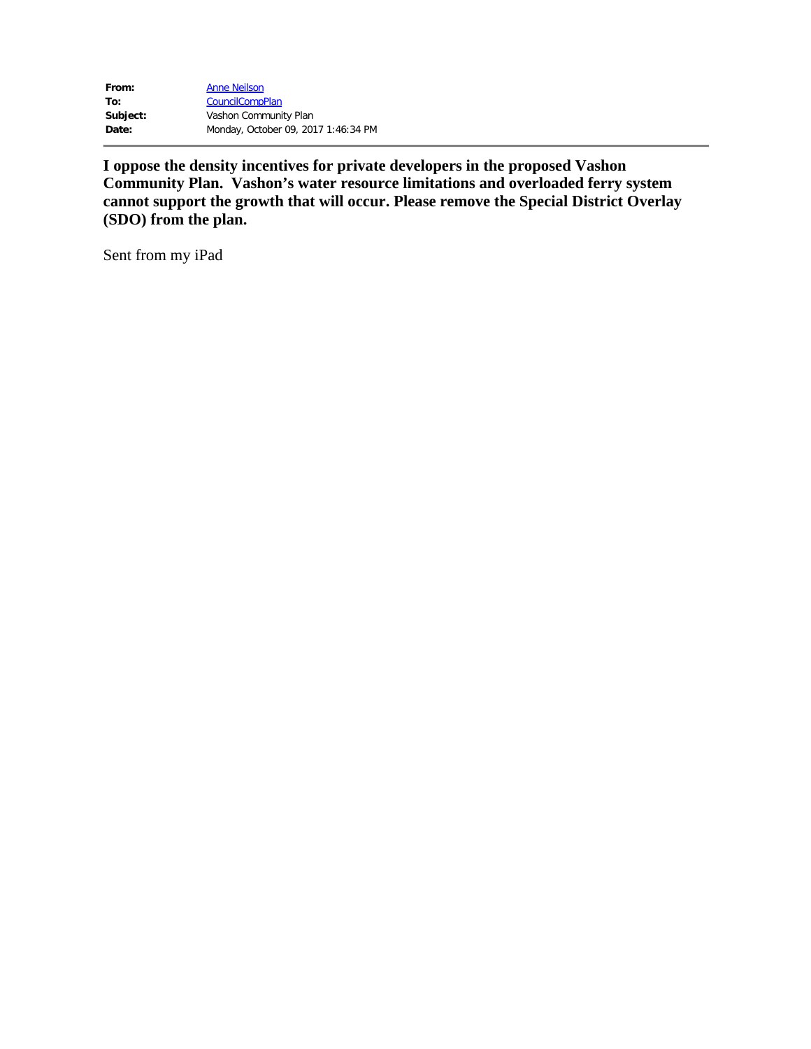| | |
|---|---|
| **From:** | Anne Neilson |
| **To:** | CouncilCompPlan |
| **Subject:** | Vashon Community Plan |
| **Date:** | Monday, October 09, 2017 1:46:34 PM |

---

**I oppose the density incentives for private developers in the proposed Vashon Community Plan. Vashon's water resource limitations and overloaded ferry system cannot support the growth that will occur. Please remove the Special District Overlay (SDO) from the plan.**

Sent from my iPad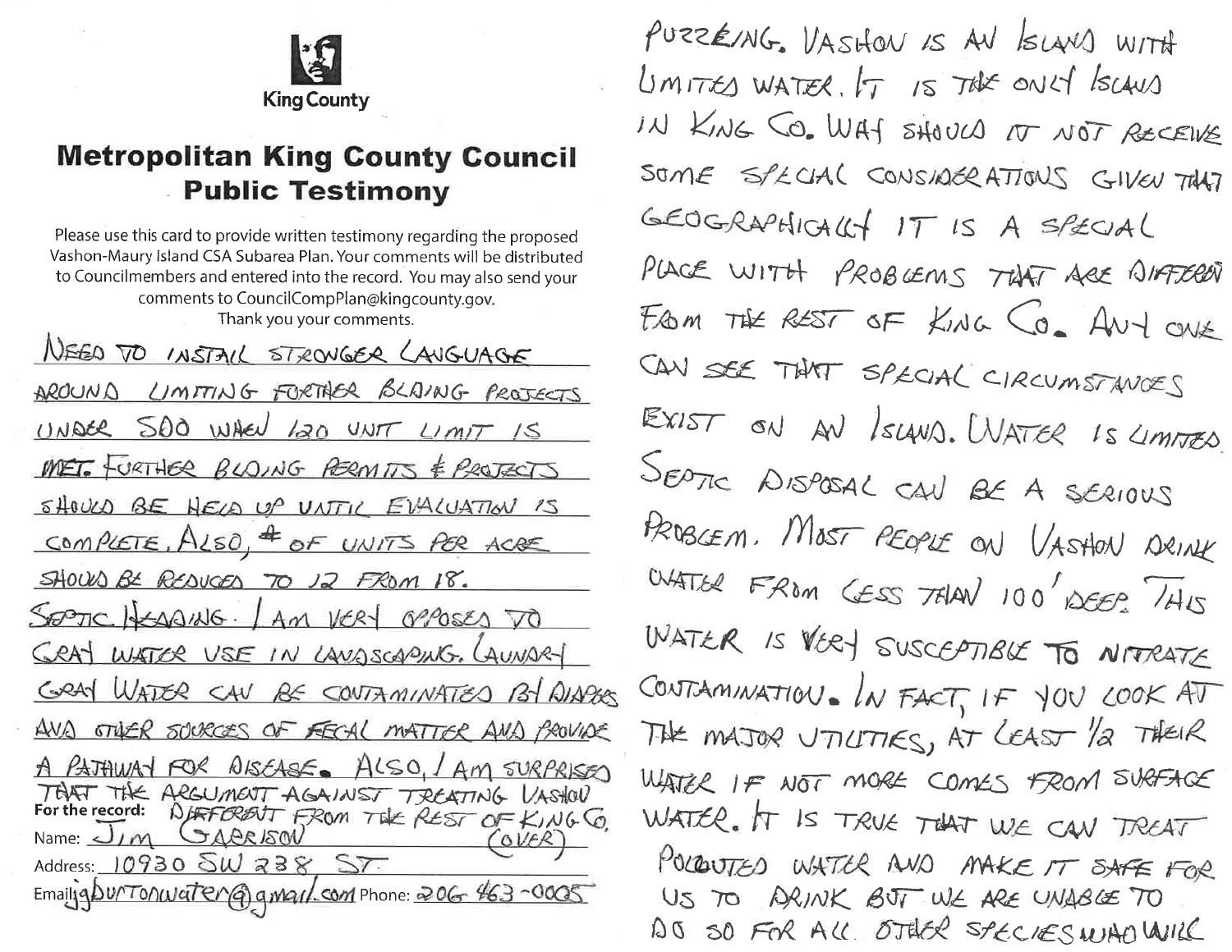King County

# Metropolitan King County Council Public Testimony

Please use this card to provide written testimony regarding the proposed Vashon-Maury Island CSA Subarea Plan. Your comments will be distributed to Councilmembers and entered into the record. You may also send your comments to CouncilCompPlan@kingcounty.gov.
Thank you your comments.

NEED TO INSTALL STRONGER LANGUAGE AROUND LIMITING FURTHER BLDING PROJECTS UNDER 500 WHEN 120 UNIT LIMIT IS MET. FURTHER BLDING PERMITS & PROJECTS SHOULD BE HELD UP UNTIL EVALUATION IS COMPLETE. ALSO, # OF UNITS PER ACRE SHOULD BE REDUCED TO 12 FROM 18.

SEPTIC HEADING. I AM VERY OPPOSED TO GRAY WATER USE IN LANDSCAPING. LAUNDRY GRAY WATER CAN BE CONTAMINATED BY DIAPERS AND OTHER SOURCES OF FECAL MATTER AND PROVIDE A PATHWAY FOR DISEASE. ALSO, I AM SURPRISED THAT THE ARGUMENT AGAINST TREATING VASHON DIFFERENT FROM THE REST OF KING CO. (OVER)

For the record:
Name: JIM GARRISON
Address: 10930 SW 238 ST
Email: jgburtonwater@gmail.com Phone: 206 463-0025

PUZZLING. VASHON IS AN ISLAND WITH LIMITED WATER. IT IS THE ONLY ISLAND IN KING CO. WHY SHOULD IT NOT RECEIVE SOME SPECIAL CONSIDERATIONS GIVEN THAT GEOGRAPHICALLY IT IS A SPECIAL PLACE WITH PROBLEMS THAT ARE DIFFERENT FROM THE REST OF KING CO. ANY ONE CAN SEE THAT SPECIAL CIRCUMSTANCES EXIST ON AN ISLAND. WATER IS LIMITED. SEPTIC DISPOSAL CAN BE A SERIOUS PROBLEM. MOST PEOPLE ON VASHON DRINK WATER FROM LESS THAN 100' DEEP. THIS WATER IS VERY SUSCEPTIBLE TO NITRATE CONTAMINATION. IN FACT, IF YOU LOOK AT THE MAJOR UTILITIES, AT LEAST 1/2 THEIR WATER IF NOT MORE COMES FROM SURFACE WATER. IT IS TRUE THAT WE CAN TREAT POLLUTED WATER AND MAKE IT SAFE FOR US TO DRINK BUT WE ARE UNABLE TO DO SO FOR ALL OTHER SPECIES WHO WILL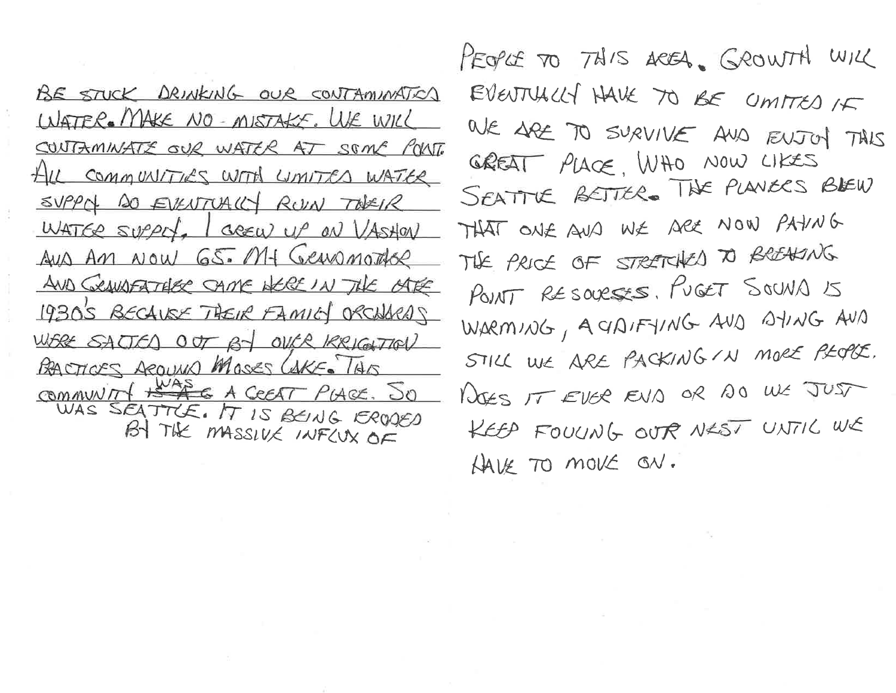BE STUCK DRINKING OUR CONTAMINATED WATER. MAKE NO-MISTAKE. WE WILL CONTAMINATE OUR WATER AT SOME POINT. ALL COMMUNITIES WITH LIMITED WATER SUPPLY DO EVENTUALLY RUIN THEIR WATER SUPPLY. I GREW UP ON VASHON AND AM NOW 65. MY GRANDMOTHER AND GRANDFATHER CAME HERE IN THE LATE 1930'S BECAUSE THEIR FAMILY ORCHARDS WERE SALTED OUT BY OVER IRRIGATION PRACTICES AROUND MOSES LAKE. THIS COMMUNITY ~~IS A~~ WAS A GREAT PLACE. SO WAS SEATTLE. IT IS BEING ERODED BY THE MASSIVE INFLUX OF PEOPLE TO THIS AREA. GROWTH WILL EVENTUALLY HAVE TO BE LIMITED IF WE ARE TO SURVIVE AND ENJOY THIS GREAT PLACE. WHO NOW LIKES SEATTLE BETTER. THE PLANNERS BLEW THAT ONE AND WE ARE NOW PAYING THE PRICE OF STRETCHED TO BREAKING POINT RESOURSES. PUGET SOUND IS WARMING, ACIDIFYING AND DYING AND STILL WE ARE PACKING IN MORE PEOPLE. DOES IT EVER END OR DO WE JUST KEEP FOULING OUR NEST UNTIL WE HAVE TO MOVE ON.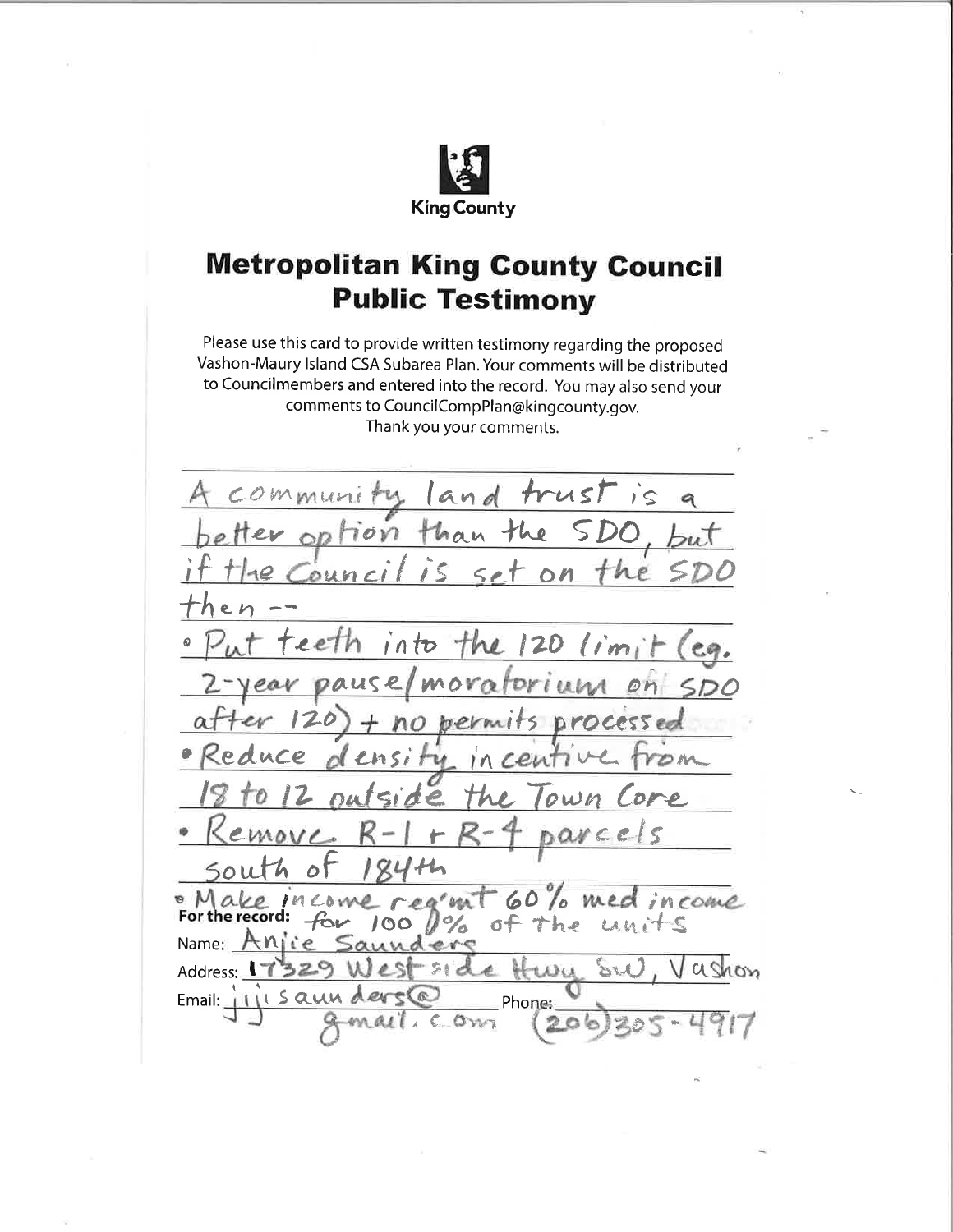King County

# Metropolitan King County Council Public Testimony

Please use this card to provide written testimony regarding the proposed Vashon-Maury Island CSA Subarea Plan. Your comments will be distributed to Councilmembers and entered into the record. You may also send your comments to CouncilCompPlan@kingcounty.gov. Thank you your comments.

A community land trust is a better option than the SDO, but if the Council is set on the SDO then --

- Put teeth into the 120 limit (eg. 2-year pause/moratorium on SDO after 120) + no permits processed
- Reduce density incentive from 18 to 12 outside the Town Core
- Remove R-1 + R-4 parcels south of 184th
- Make income req'mt 60% med income for 100% of the units

**For the record:**

Name: Anjie Saunders

Address: 17329 Westside Hwy SW, Vashon

Email: jjjsaunders@gmail.com

Phone: (206)305-4917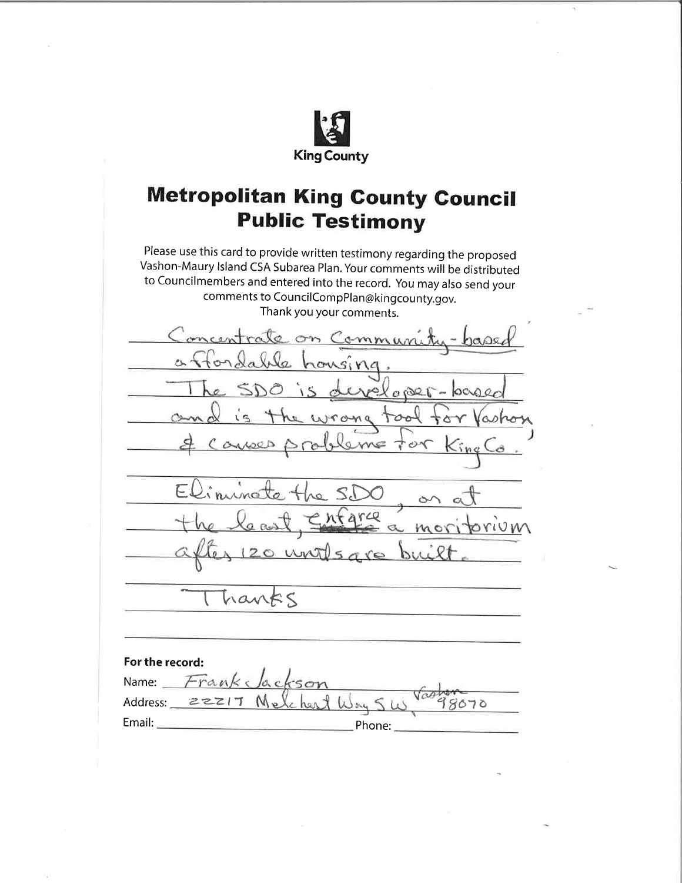King County

# Metropolitan King County Council Public Testimony

Please use this card to provide written testimony regarding the proposed Vashon-Maury Island CSA Subarea Plan. Your comments will be distributed to Councilmembers and entered into the record. You may also send your comments to CouncilCompPlan@kingcounty.gov.
Thank you your comments.

Concentrate on Community-based affordable housing.
The SDO is developer-based and is the wrong tool for Vashon & causes problems for King Co.

Eliminate the SDO, or at the least, ~~enforce~~ enforce a moritorium after 120 units are built.

Thanks

**For the record:**

Name: Frank Jackson

Address: 22217 Melchert Way SW, Vashon 98070

Email: \_\_\_\_\_\_\_\_\_\_ Phone: \_\_\_\_\_\_\_\_\_\_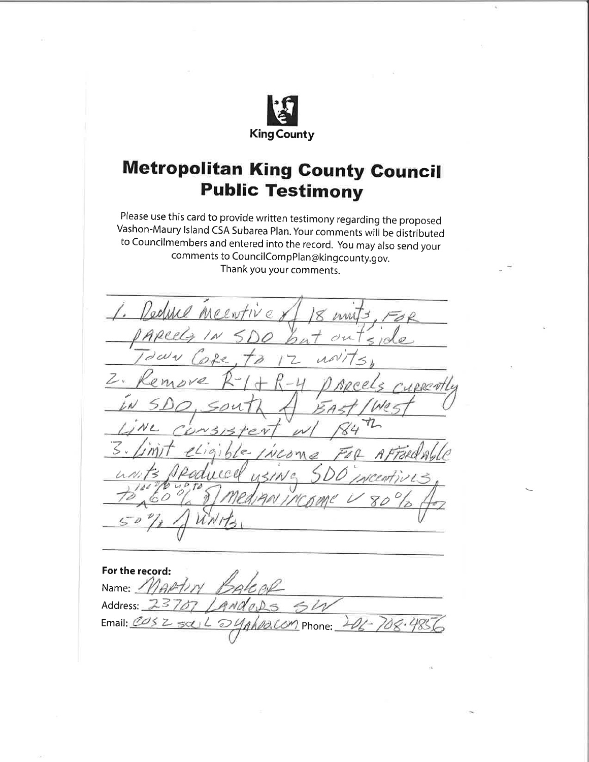King County

# Metropolitan King County Council Public Testimony

Please use this card to provide written testimony regarding the proposed Vashon-Maury Island CSA Subarea Plan. Your comments will be distributed to Councilmembers and entered into the record. You may also send your comments to CouncilCompPlan@kingcounty.gov.

Thank you your comments.

1. Reduce incentive of 18 units, FOR PARCELS IN SDO but outside Town Core, to 12 units.
2. Remove R-1 + R-4 PARCELS currently IN SDO, south of East/West Line consistent w/ 84th
3. Limit eligible income FOR AFFORDABLE units produced using SDO incentives to 100% up to 60% of median income & 80% for 50% of units.

**For the record:**

Name: MARTIN BAKER

Address: 23707 LANDERS SW

Email: cos2sail@yahoo.com Phone: 206-708-4856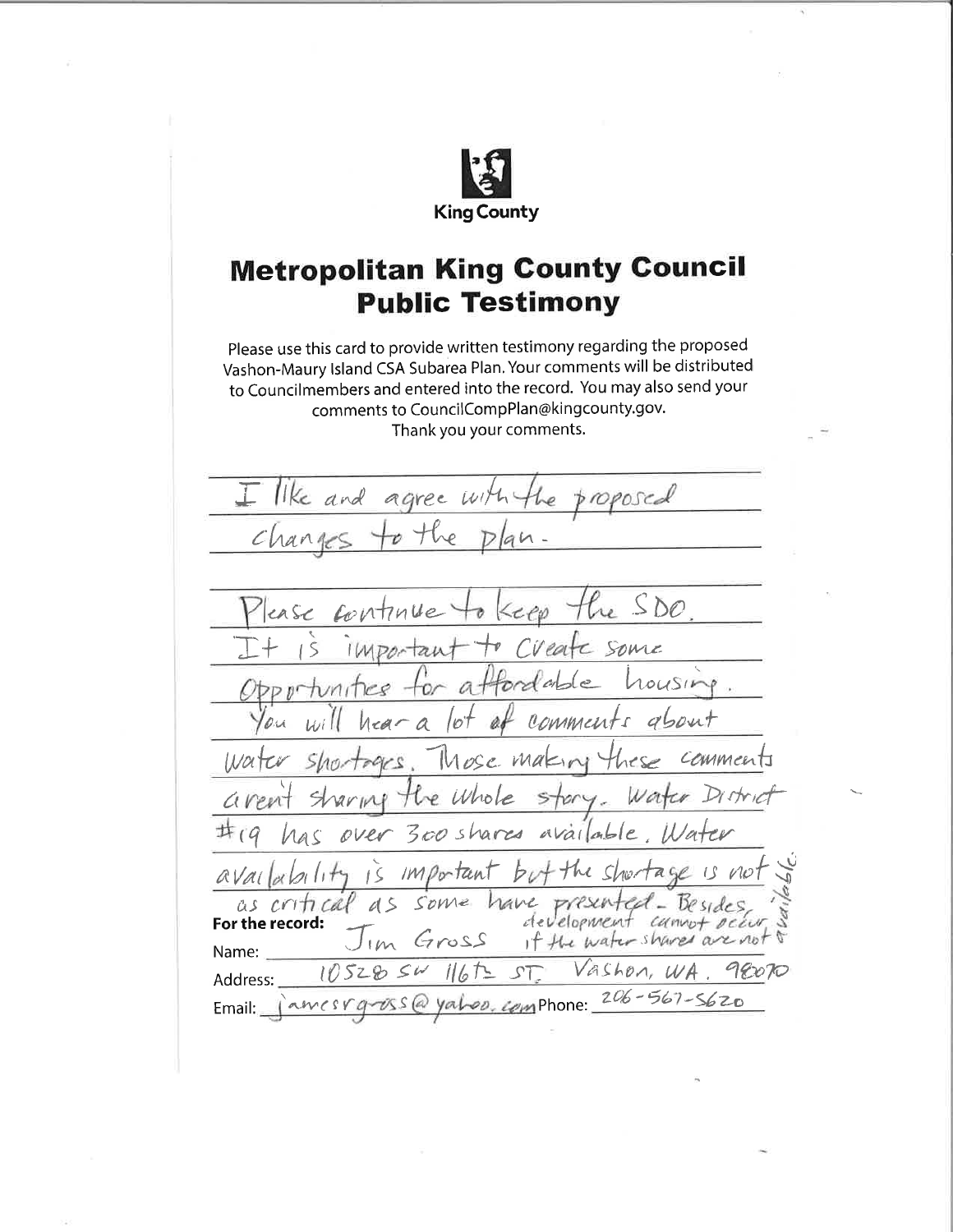King County

# Metropolitan King County Council Public Testimony

Please use this card to provide written testimony regarding the proposed Vashon-Maury Island CSA Subarea Plan. Your comments will be distributed to Councilmembers and entered into the record. You may also send your comments to CouncilCompPlan@kingcounty.gov. Thank you your comments.

I like and agree with the proposed changes to the plan.

Please continue to keep the SDO. It is important to create some opportunities for affordable housing. You will hear a lot of comments about water shortages. Those making these comments aren't sharing the whole story. Water District #19 has over 300 shares available. Water availability is important but the shortage is not as critical as some have presented. Besides, development cannot occur if the water shares are not available.

**For the record:**

Name: Jim Gross

Address: 10528 SW 116th ST, Vashon, WA. 98070

Email: jamesrgross@yahoo.com Phone: 206-567-5620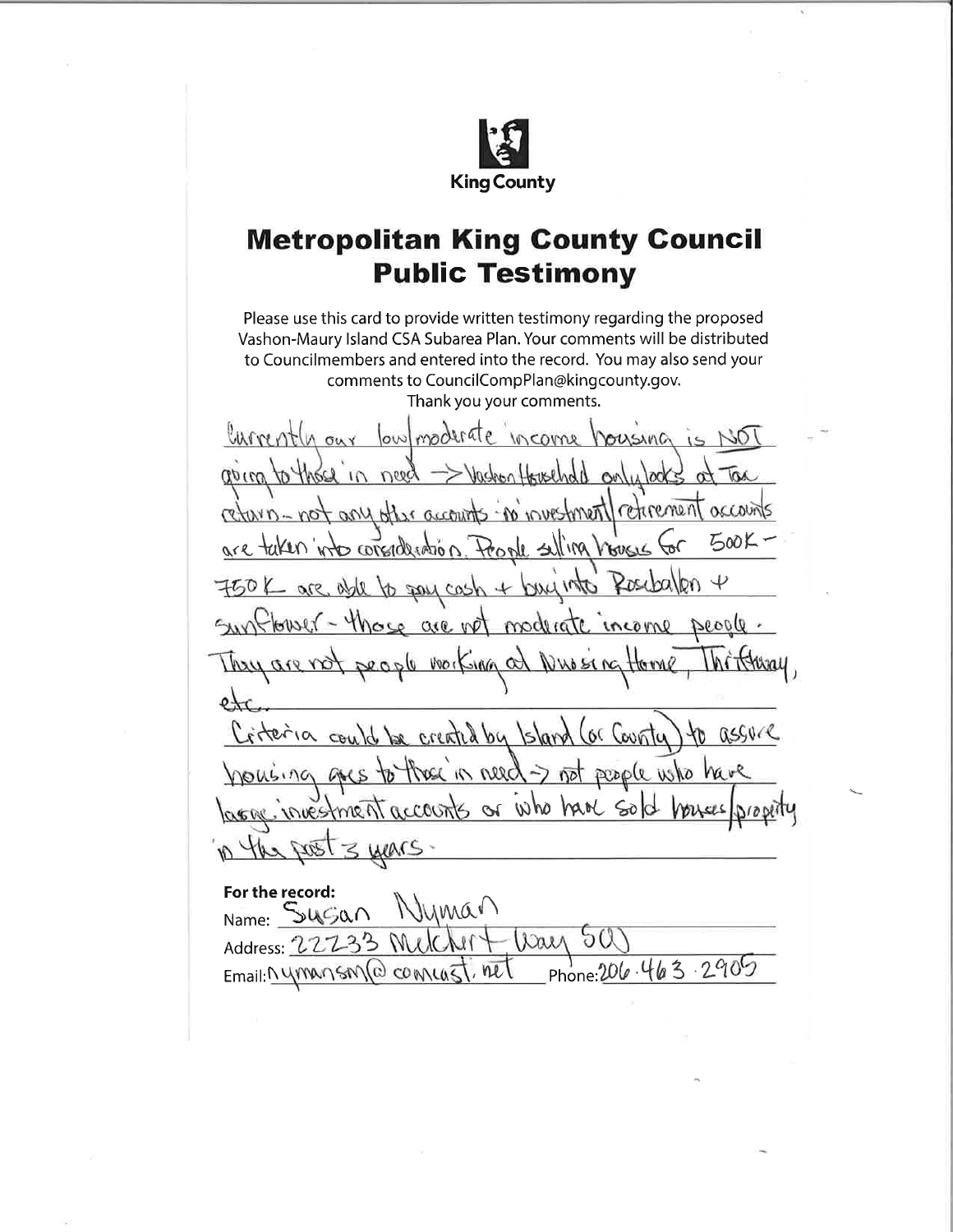King County

# Metropolitan King County Council Public Testimony

Please use this card to provide written testimony regarding the proposed Vashon-Maury Island CSA Subarea Plan. Your comments will be distributed to Councilmembers and entered into the record. You may also send your comments to CouncilCompPlan@kingcounty.gov.

Thank you your comments.

Currently our low/moderate income housing is NOT going to those in need -> Vashon Household only looks at Tax return - not any other accounts - no investment/retirement accounts are taken into consideration. People selling houses for 500K - 750K are able to pay cash + buy into Roseballen + Sunflower - those are not moderate income people. They are not people working at Nursing Home, Thriftway, etc.

Criteria could be created by Island (or County) to assure housing goes to those in need -> not people who have large investment accounts or who have sold houses/property in the past 3 years.

**For the record:**

Name: Susan Nyman

Address: 22233 Melchert Way SW

Email: nymansm@comcast.net Phone: 206.463.2905